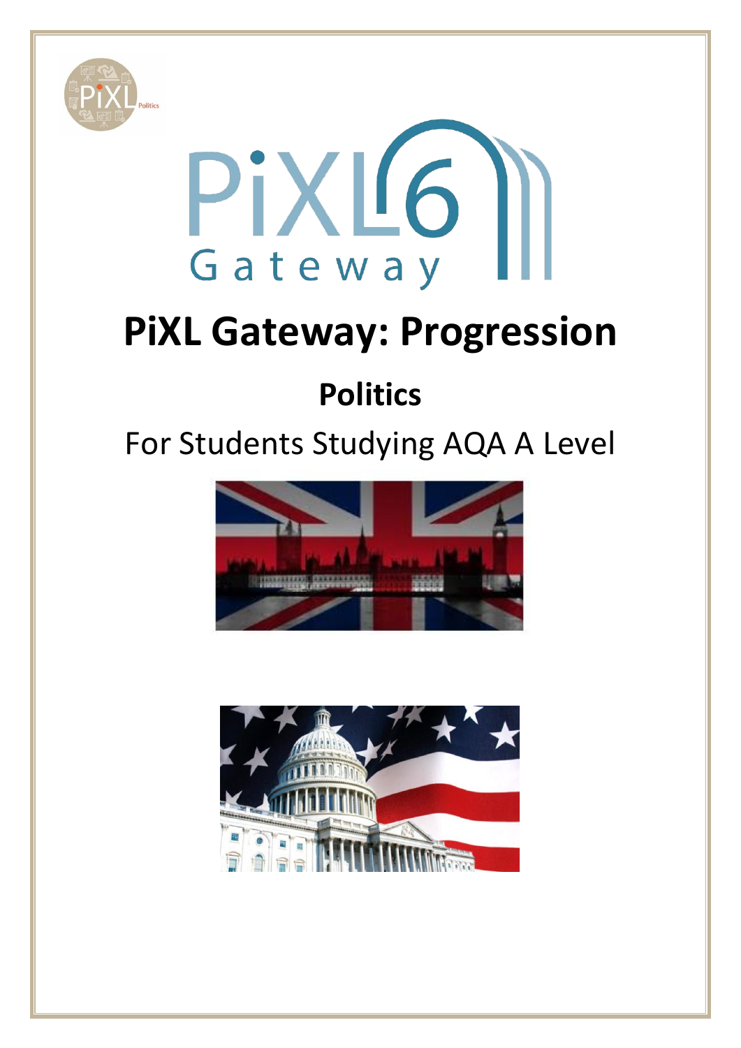# PiXL Gateway: Progression

## Politics

For Students Studying AQA A Level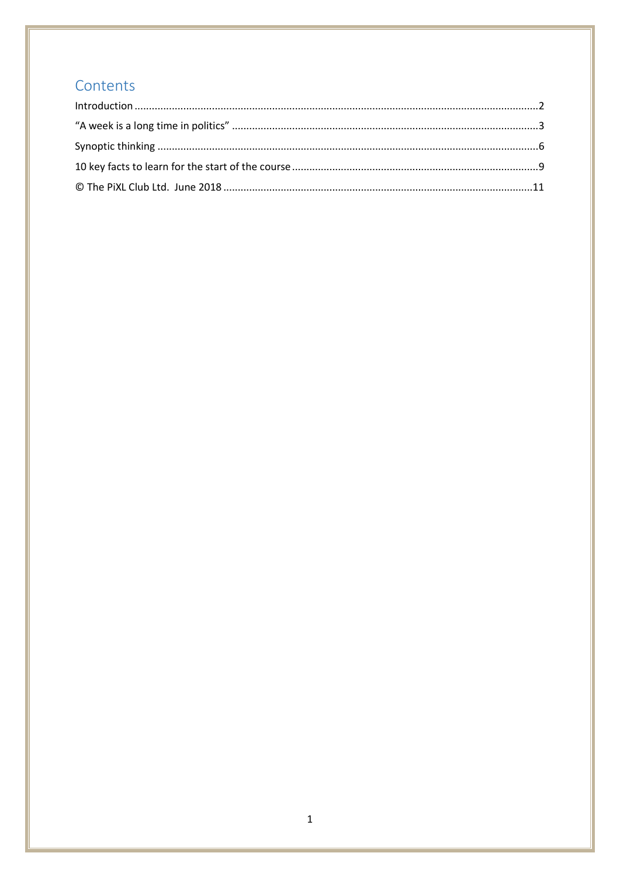## Contents

Introduction ..... 2

"A week is a long time in politics" ..... 3

Synoptic thinking ..... 6

10 key facts to learn for the start of the course ..... 9

© The PiXL Club Ltd. June 2018 ..... 11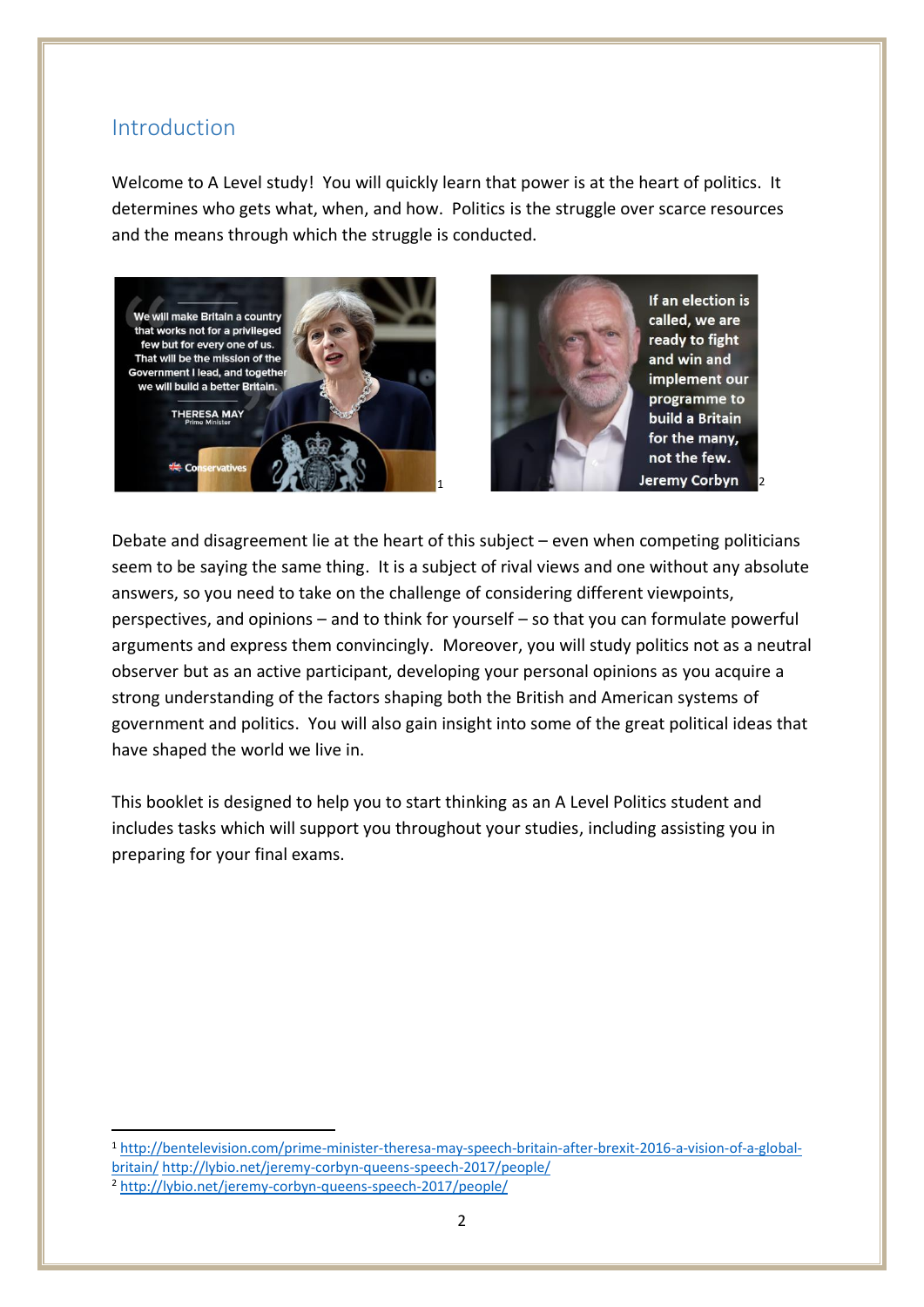## Introduction

Welcome to A Level study! You will quickly learn that power is at the heart of politics. It determines who gets what, when, and how. Politics is the struggle over scarce resources and the means through which the struggle is conducted.

[1] [2]

Debate and disagreement lie at the heart of this subject – even when competing politicians seem to be saying the same thing. It is a subject of rival views and one without any absolute answers, so you need to take on the challenge of considering different viewpoints, perspectives, and opinions – and to think for yourself – so that you can formulate powerful arguments and express them convincingly. Moreover, you will study politics not as a neutral observer but as an active participant, developing your personal opinions as you acquire a strong understanding of the factors shaping both the British and American systems of government and politics. You will also gain insight into some of the great political ideas that have shaped the world we live in.

This booklet is designed to help you to start thinking as an A Level Politics student and includes tasks which will support you throughout your studies, including assisting you in preparing for your final exams.

---

[1] http://bentelevision.com/prime-minister-theresa-may-speech-britain-after-brexit-2016-a-vision-of-a-global-britain/ http://lybio.net/jeremy-corbyn-queens-speech-2017/people/

[2] http://lybio.net/jeremy-corbyn-queens-speech-2017/people/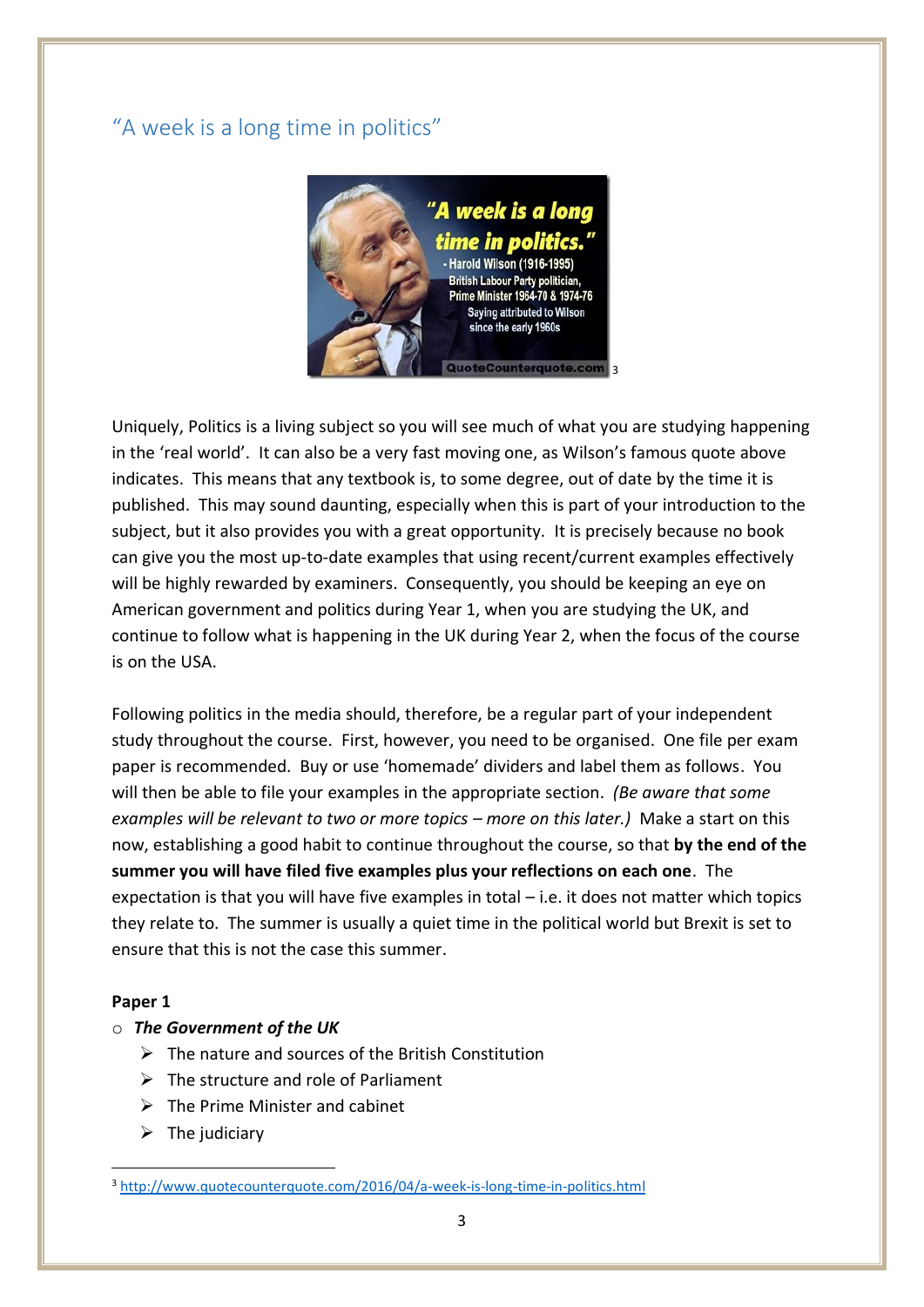## "A week is a long time in politics"

[3]

Uniquely, Politics is a living subject so you will see much of what you are studying happening in the 'real world'. It can also be a very fast moving one, as Wilson's famous quote above indicates. This means that any textbook is, to some degree, out of date by the time it is published. This may sound daunting, especially when this is part of your introduction to the subject, but it also provides you with a great opportunity. It is precisely because no book can give you the most up-to-date examples that using recent/current examples effectively will be highly rewarded by examiners. Consequently, you should be keeping an eye on American government and politics during Year 1, when you are studying the UK, and continue to follow what is happening in the UK during Year 2, when the focus of the course is on the USA.

Following politics in the media should, therefore, be a regular part of your independent study throughout the course. First, however, you need to be organised. One file per exam paper is recommended. Buy or use 'homemade' dividers and label them as follows. You will then be able to file your examples in the appropriate section. *(Be aware that some examples will be relevant to two or more topics – more on this later.)* Make a start on this now, establishing a good habit to continue throughout the course, so that **by the end of the summer you will have filed five examples plus your reflections on each one**. The expectation is that you will have five examples in total – i.e. it does not matter which topics they relate to. The summer is usually a quiet time in the political world but Brexit is set to ensure that this is not the case this summer.

**Paper 1**

- ***The Government of the UK***
  - The nature and sources of the British Constitution
  - The structure and role of Parliament
  - The Prime Minister and cabinet
  - The judiciary

---

[3] http://www.quotecounterquote.com/2016/04/a-week-is-long-time-in-politics.html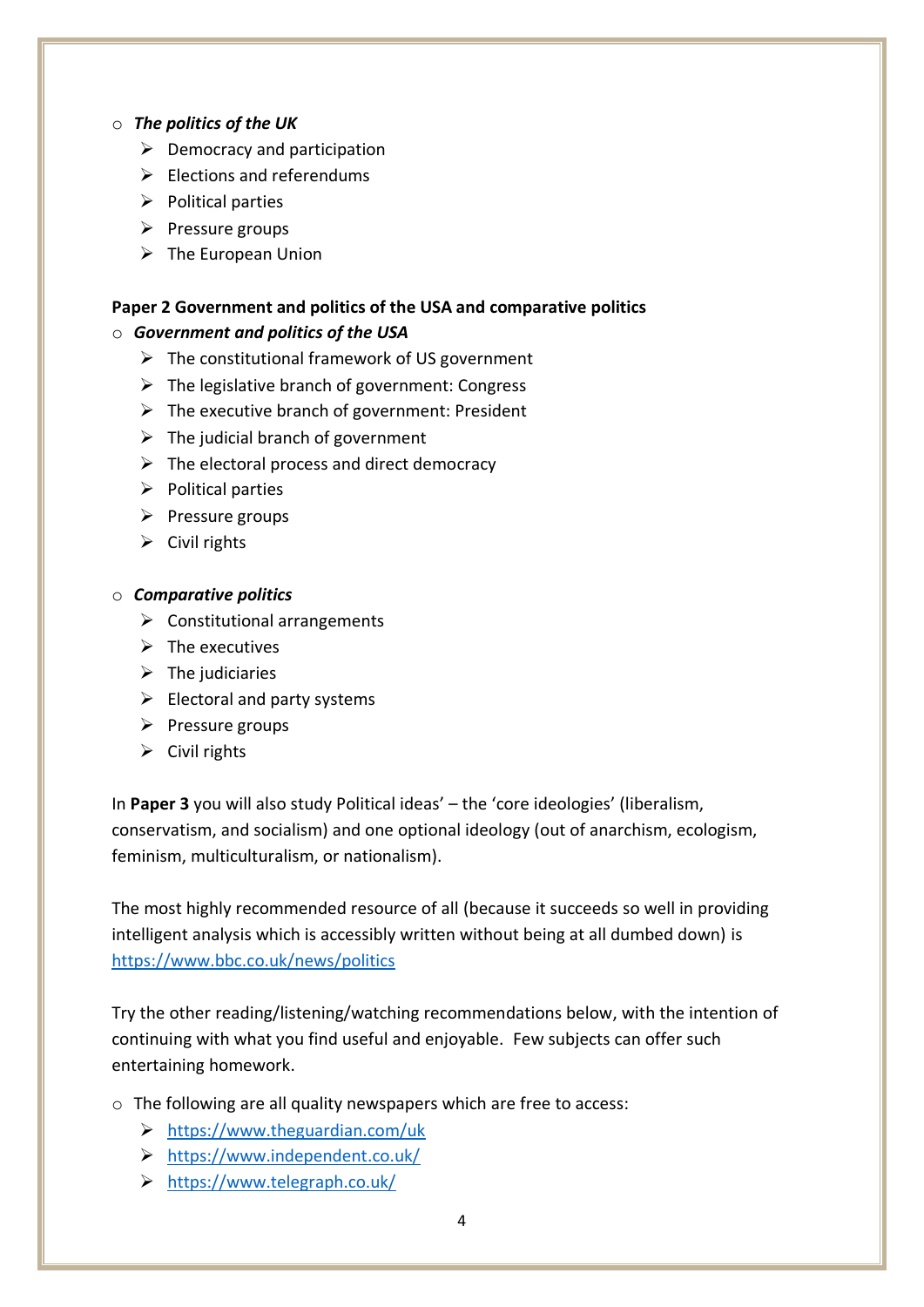- ***The politics of the UK***
  - Democracy and participation
  - Elections and referendums
  - Political parties
  - Pressure groups
  - The European Union

**Paper 2 Government and politics of the USA and comparative politics**

- ***Government and politics of the USA***
  - The constitutional framework of US government
  - The legislative branch of government: Congress
  - The executive branch of government: President
  - The judicial branch of government
  - The electoral process and direct democracy
  - Political parties
  - Pressure groups
  - Civil rights

- ***Comparative politics***
  - Constitutional arrangements
  - The executives
  - The judiciaries
  - Electoral and party systems
  - Pressure groups
  - Civil rights

In **Paper 3** you will also study Political ideas' – the 'core ideologies' (liberalism, conservatism, and socialism) and one optional ideology (out of anarchism, ecologism, feminism, multiculturalism, or nationalism).

The most highly recommended resource of all (because it succeeds so well in providing intelligent analysis which is accessibly written without being at all dumbed down) is https://www.bbc.co.uk/news/politics

Try the other reading/listening/watching recommendations below, with the intention of continuing with what you find useful and enjoyable. Few subjects can offer such entertaining homework.

- The following are all quality newspapers which are free to access:
  - https://www.theguardian.com/uk
  - https://www.independent.co.uk/
  - https://www.telegraph.co.uk/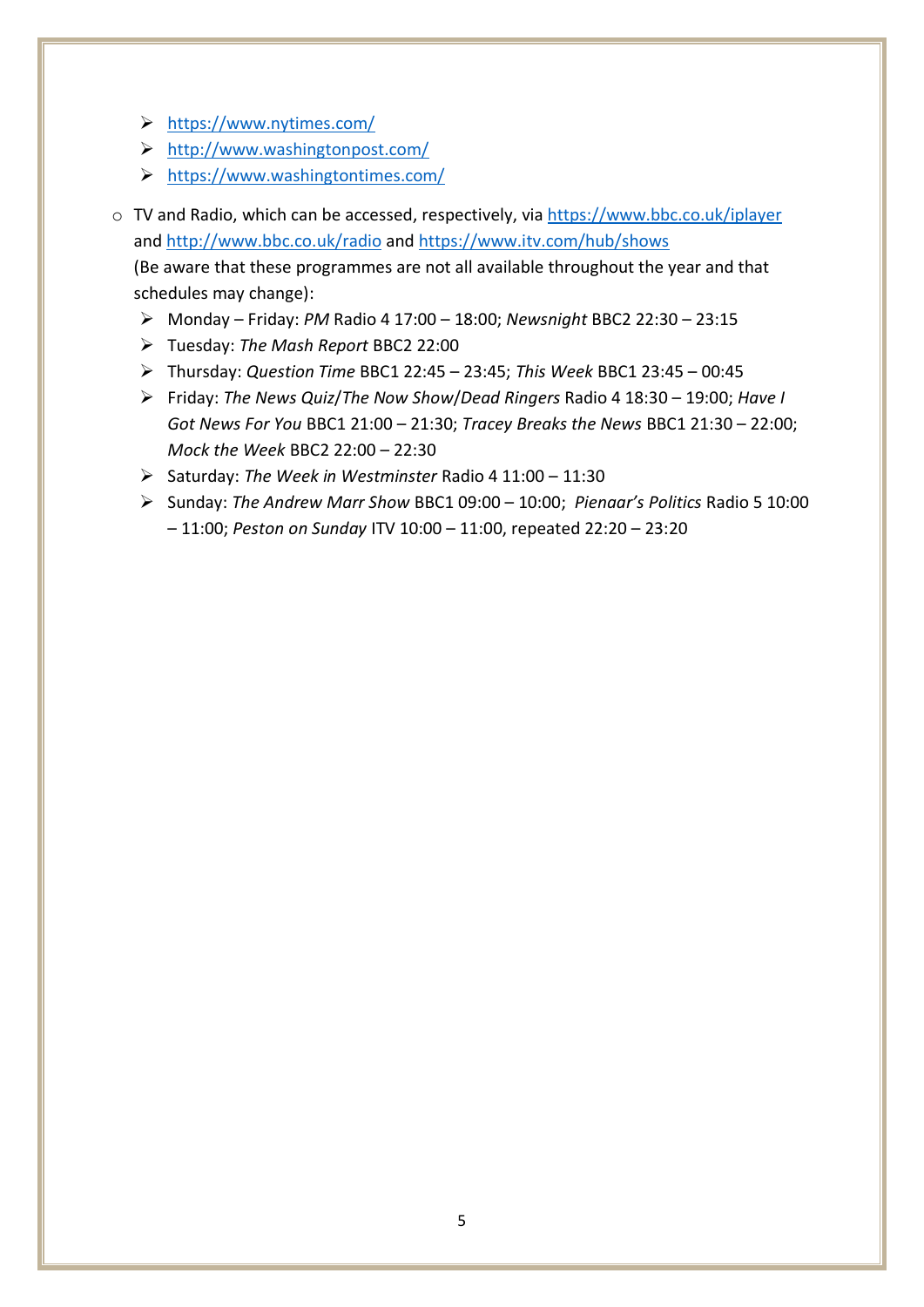- https://www.nytimes.com/
  - http://www.washingtonpost.com/
  - https://www.washingtontimes.com/

- TV and Radio, which can be accessed, respectively, via https://www.bbc.co.uk/iplayer and http://www.bbc.co.uk/radio and https://www.itv.com/hub/shows (Be aware that these programmes are not all available throughout the year and that schedules may change):
  - Monday – Friday: *PM* Radio 4 17:00 – 18:00; *Newsnight* BBC2 22:30 – 23:15
  - Tuesday: *The Mash Report* BBC2 22:00
  - Thursday: *Question Time* BBC1 22:45 – 23:45; *This Week* BBC1 23:45 – 00:45
  - Friday: *The News Quiz*/*The Now Show*/*Dead Ringers* Radio 4 18:30 – 19:00; *Have I Got News For You* BBC1 21:00 – 21:30; *Tracey Breaks the News* BBC1 21:30 – 22:00; *Mock the Week* BBC2 22:00 – 22:30
  - Saturday: *The Week in Westminster* Radio 4 11:00 – 11:30
  - Sunday: *The Andrew Marr Show* BBC1 09:00 – 10:00; *Pienaar's Politics* Radio 5 10:00 – 11:00; *Peston on Sunday* ITV 10:00 – 11:00, repeated 22:20 – 23:20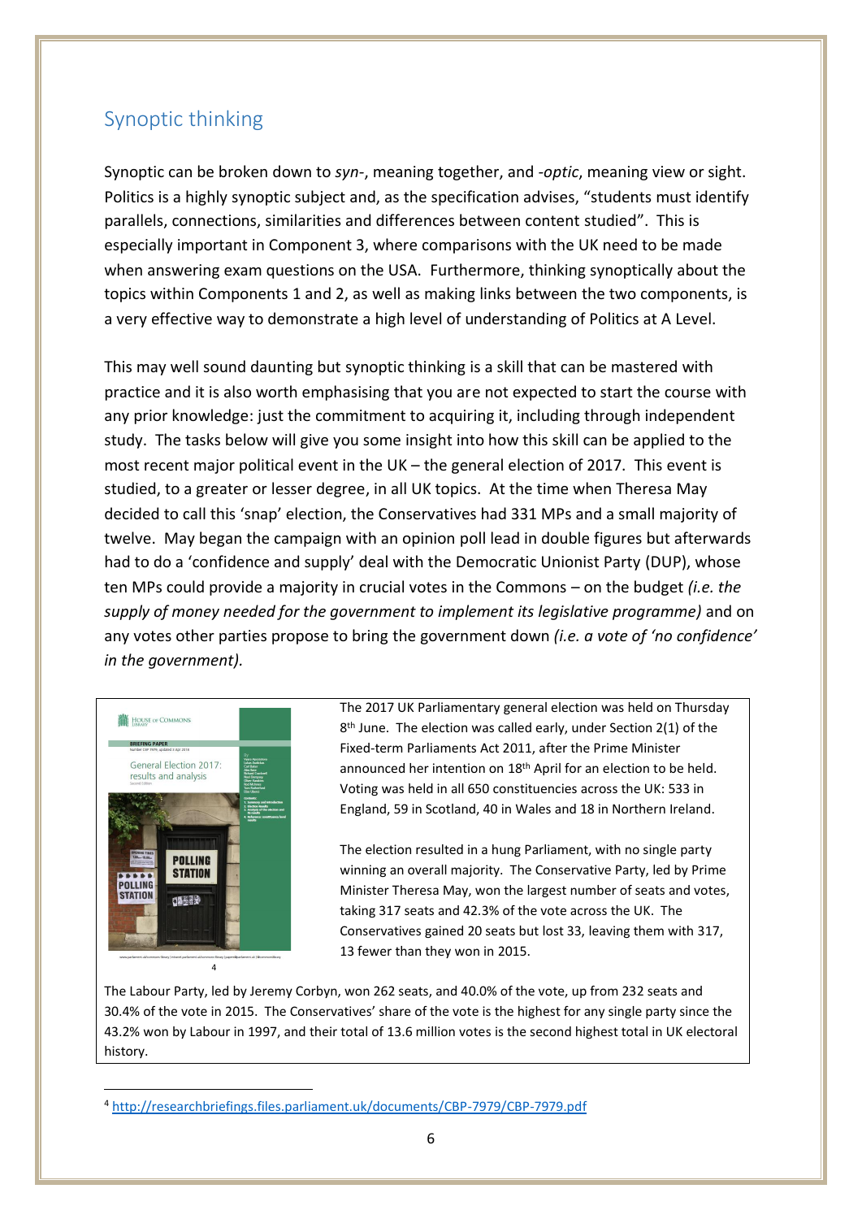## Synoptic thinking

Synoptic can be broken down to *syn-*, meaning together, and *-optic*, meaning view or sight. Politics is a highly synoptic subject and, as the specification advises, "students must identify parallels, connections, similarities and differences between content studied". This is especially important in Component 3, where comparisons with the UK need to be made when answering exam questions on the USA. Furthermore, thinking synoptically about the topics within Components 1 and 2, as well as making links between the two components, is a very effective way to demonstrate a high level of understanding of Politics at A Level.

This may well sound daunting but synoptic thinking is a skill that can be mastered with practice and it is also worth emphasising that you are not expected to start the course with any prior knowledge: just the commitment to acquiring it, including through independent study. The tasks below will give you some insight into how this skill can be applied to the most recent major political event in the UK – the general election of 2017. This event is studied, to a greater or lesser degree, in all UK topics. At the time when Theresa May decided to call this 'snap' election, the Conservatives had 331 MPs and a small majority of twelve. May began the campaign with an opinion poll lead in double figures but afterwards had to do a 'confidence and supply' deal with the Democratic Unionist Party (DUP), whose ten MPs could provide a majority in crucial votes in the Commons – on the budget *(i.e. the supply of money needed for the government to implement its legislative programme)* and on any votes other parties propose to bring the government down *(i.e. a vote of 'no confidence' in the government)*.

The 2017 UK Parliamentary general election was held on Thursday 8th June. The election was called early, under Section 2(1) of the Fixed-term Parliaments Act 2011, after the Prime Minister announced her intention on 18th April for an election to be held. Voting was held in all 650 constituencies across the UK: 533 in England, 59 in Scotland, 40 in Wales and 18 in Northern Ireland.

The election resulted in a hung Parliament, with no single party winning an overall majority. The Conservative Party, led by Prime Minister Theresa May, won the largest number of seats and votes, taking 317 seats and 42.3% of the vote across the UK. The Conservatives gained 20 seats but lost 33, leaving them with 317, 13 fewer than they won in 2015.

The Labour Party, led by Jeremy Corbyn, won 262 seats, and 40.0% of the vote, up from 232 seats and 30.4% of the vote in 2015. The Conservatives' share of the vote is the highest for any single party since the 43.2% won by Labour in 1997, and their total of 13.6 million votes is the second highest total in UK electoral history.

[4] http://researchbriefings.files.parliament.uk/documents/CBP-7979/CBP-7979.pdf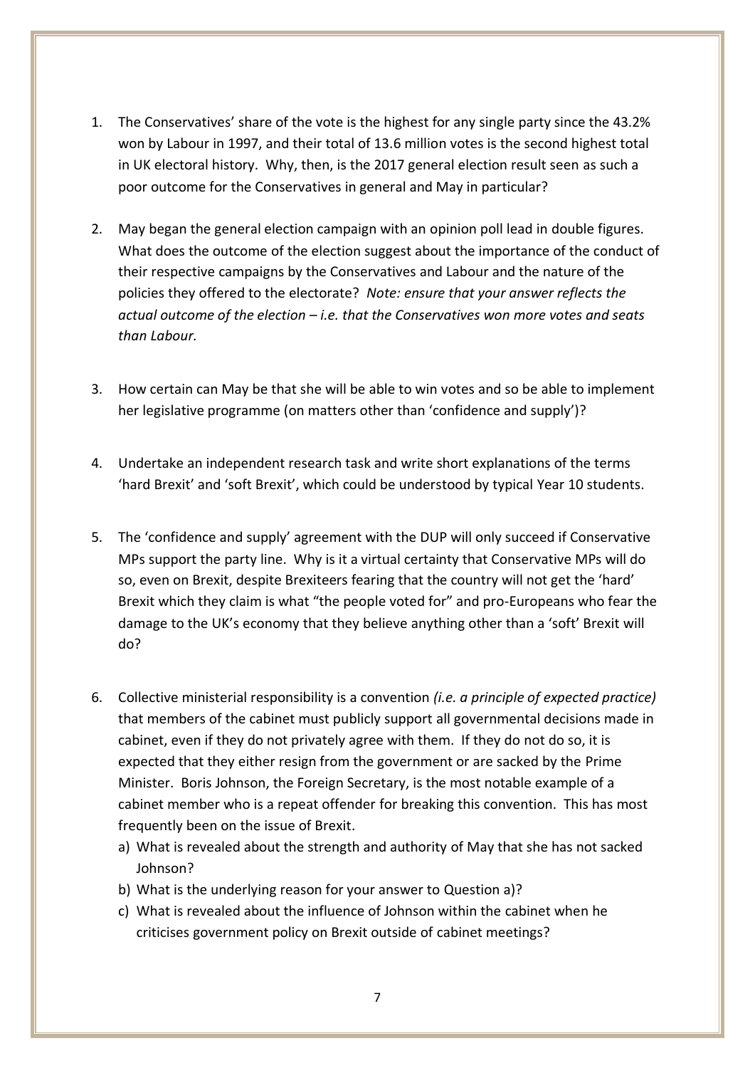1. The Conservatives' share of the vote is the highest for any single party since the 43.2% won by Labour in 1997, and their total of 13.6 million votes is the second highest total in UK electoral history. Why, then, is the 2017 general election result seen as such a poor outcome for the Conservatives in general and May in particular?

2. May began the general election campaign with an opinion poll lead in double figures. What does the outcome of the election suggest about the importance of the conduct of their respective campaigns by the Conservatives and Labour and the nature of the policies they offered to the electorate? *Note: ensure that your answer reflects the actual outcome of the election – i.e. that the Conservatives won more votes and seats than Labour.*

3. How certain can May be that she will be able to win votes and so be able to implement her legislative programme (on matters other than 'confidence and supply')?

4. Undertake an independent research task and write short explanations of the terms 'hard Brexit' and 'soft Brexit', which could be understood by typical Year 10 students.

5. The 'confidence and supply' agreement with the DUP will only succeed if Conservative MPs support the party line. Why is it a virtual certainty that Conservative MPs will do so, even on Brexit, despite Brexiteers fearing that the country will not get the 'hard' Brexit which they claim is what "the people voted for" and pro-Europeans who fear the damage to the UK's economy that they believe anything other than a 'soft' Brexit will do?

6. Collective ministerial responsibility is a convention *(i.e. a principle of expected practice)* that members of the cabinet must publicly support all governmental decisions made in cabinet, even if they do not privately agree with them. If they do not do so, it is expected that they either resign from the government or are sacked by the Prime Minister. Boris Johnson, the Foreign Secretary, is the most notable example of a cabinet member who is a repeat offender for breaking this convention. This has most frequently been on the issue of Brexit.
   a) What is revealed about the strength and authority of May that she has not sacked Johnson?
   b) What is the underlying reason for your answer to Question a)?
   c) What is revealed about the influence of Johnson within the cabinet when he criticises government policy on Brexit outside of cabinet meetings?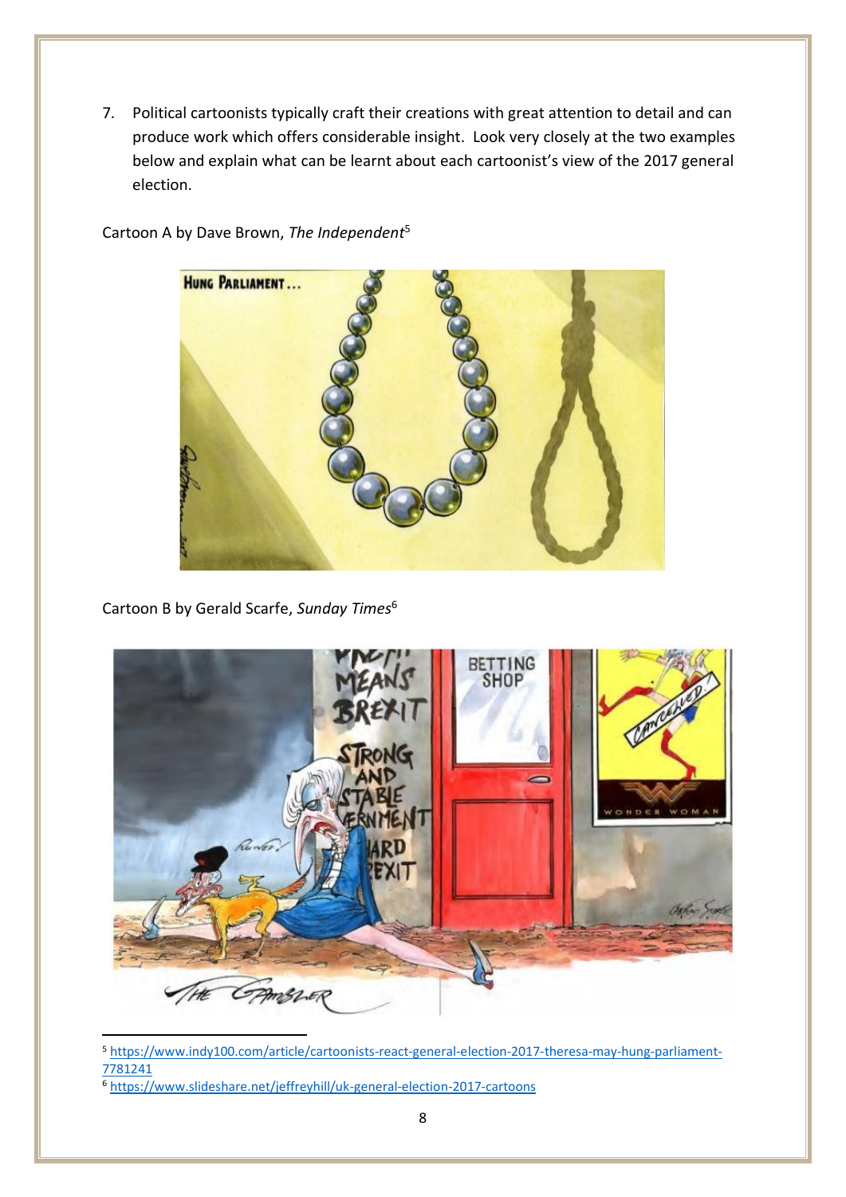7. Political cartoonists typically craft their creations with great attention to detail and can produce work which offers considerable insight. Look very closely at the two examples below and explain what can be learnt about each cartoonist's view of the 2017 general election.

Cartoon A by Dave Brown, *The Independent*[5]

Cartoon B by Gerald Scarfe, *Sunday Times*[6]

---

[5] https://www.indy100.com/article/cartoonists-react-general-election-2017-theresa-may-hung-parliament-7781241

[6] https://www.slideshare.net/jeffreyhill/uk-general-election-2017-cartoons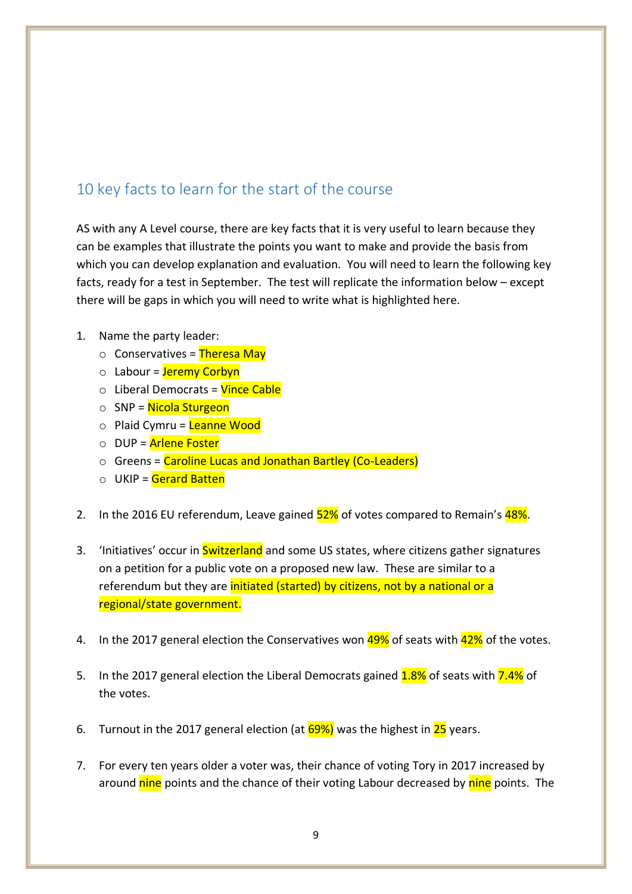## 10 key facts to learn for the start of the course

AS with any A Level course, there are key facts that it is very useful to learn because they can be examples that illustrate the points you want to make and provide the basis from which you can develop explanation and evaluation. You will need to learn the following key facts, ready for a test in September. The test will replicate the information below – except there will be gaps in which you will need to write what is highlighted here.

1. Name the party leader:
   - Conservatives = Theresa May
   - Labour = Jeremy Corbyn
   - Liberal Democrats = Vince Cable
   - SNP = Nicola Sturgeon
   - Plaid Cymru = Leanne Wood
   - DUP = Arlene Foster
   - Greens = Caroline Lucas and Jonathan Bartley (Co-Leaders)
   - UKIP = Gerard Batten

2. In the 2016 EU referendum, Leave gained 52% of votes compared to Remain's 48%.

3. 'Initiatives' occur in Switzerland and some US states, where citizens gather signatures on a petition for a public vote on a proposed new law. These are similar to a referendum but they are initiated (started) by citizens, not by a national or a regional/state government.

4. In the 2017 general election the Conservatives won 49% of seats with 42% of the votes.

5. In the 2017 general election the Liberal Democrats gained 1.8% of seats with 7.4% of the votes.

6. Turnout in the 2017 general election (at 69%) was the highest in 25 years.

7. For every ten years older a voter was, their chance of voting Tory in 2017 increased by around nine points and the chance of their voting Labour decreased by nine points. The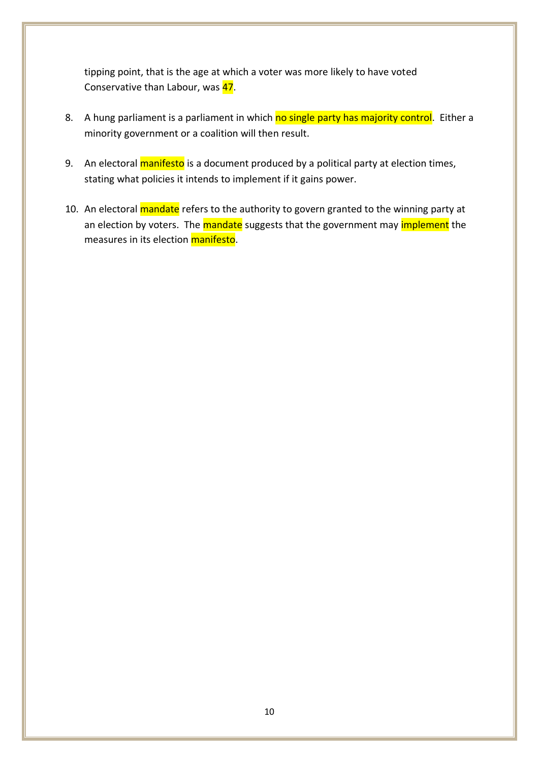tipping point, that is the age at which a voter was more likely to have voted Conservative than Labour, was 47.

8. A hung parliament is a parliament in which no single party has majority control. Either a minority government or a coalition will then result.

9. An electoral manifesto is a document produced by a political party at election times, stating what policies it intends to implement if it gains power.

10. An electoral mandate refers to the authority to govern granted to the winning party at an election by voters. The mandate suggests that the government may implement the measures in its election manifesto.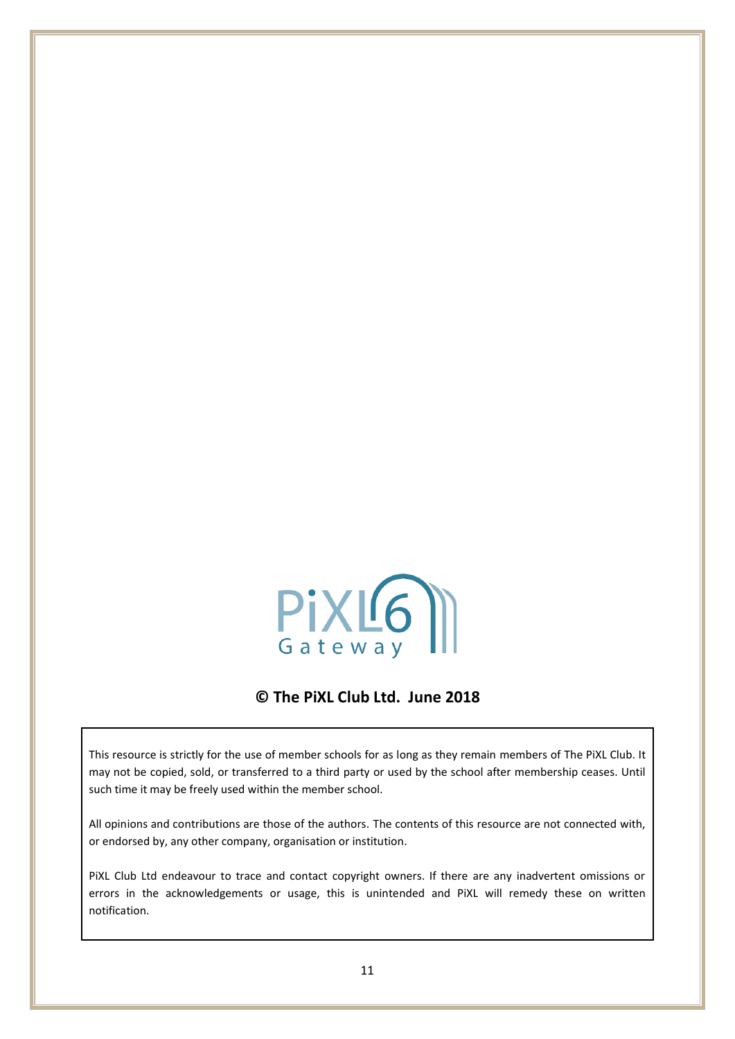PiXL6 Gateway

**© The PiXL Club Ltd. June 2018**

This resource is strictly for the use of member schools for as long as they remain members of The PiXL Club. It may not be copied, sold, or transferred to a third party or used by the school after membership ceases. Until such time it may be freely used within the member school.

All opinions and contributions are those of the authors. The contents of this resource are not connected with, or endorsed by, any other company, organisation or institution.

PiXL Club Ltd endeavour to trace and contact copyright owners. If there are any inadvertent omissions or errors in the acknowledgements or usage, this is unintended and PiXL will remedy these on written notification.